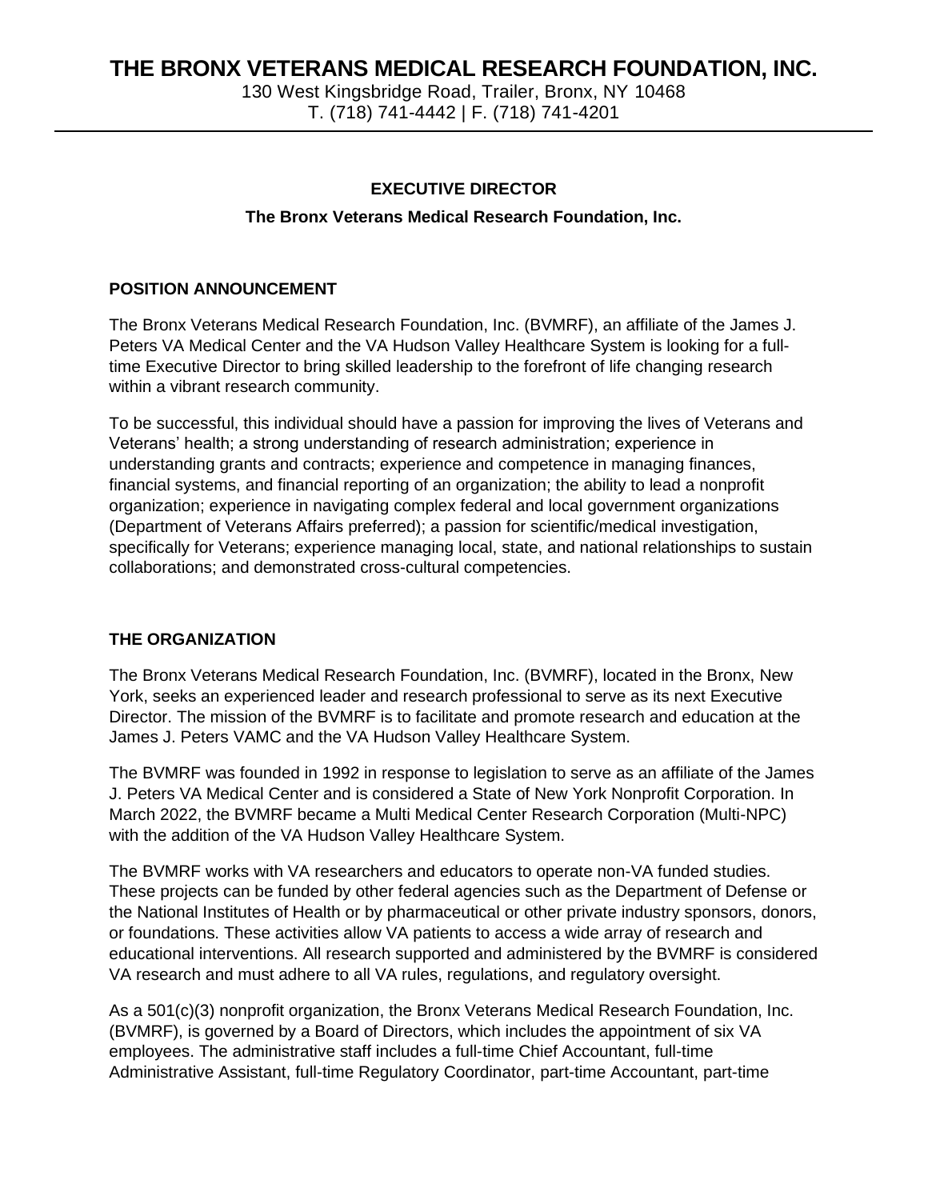# THE BRONX VETERANS MEDICAL RESEARCH FOUNDATION, INC.

130 West Kingsbridge Road, Trailer, Bronx, NY 10468
T. (718) 741-4442 | F. (718) 741-4201

**EXECUTIVE DIRECTOR**

**The Bronx Veterans Medical Research Foundation, Inc.**

## POSITION ANNOUNCEMENT

The Bronx Veterans Medical Research Foundation, Inc. (BVMRF), an affiliate of the James J. Peters VA Medical Center and the VA Hudson Valley Healthcare System is looking for a full-time Executive Director to bring skilled leadership to the forefront of life changing research within a vibrant research community.

To be successful, this individual should have a passion for improving the lives of Veterans and Veterans' health; a strong understanding of research administration; experience in understanding grants and contracts; experience and competence in managing finances, financial systems, and financial reporting of an organization; the ability to lead a nonprofit organization; experience in navigating complex federal and local government organizations (Department of Veterans Affairs preferred); a passion for scientific/medical investigation, specifically for Veterans; experience managing local, state, and national relationships to sustain collaborations; and demonstrated cross-cultural competencies.

## THE ORGANIZATION

The Bronx Veterans Medical Research Foundation, Inc. (BVMRF), located in the Bronx, New York, seeks an experienced leader and research professional to serve as its next Executive Director. The mission of the BVMRF is to facilitate and promote research and education at the James J. Peters VAMC and the VA Hudson Valley Healthcare System.

The BVMRF was founded in 1992 in response to legislation to serve as an affiliate of the James J. Peters VA Medical Center and is considered a State of New York Nonprofit Corporation. In March 2022, the BVMRF became a Multi Medical Center Research Corporation (Multi-NPC) with the addition of the VA Hudson Valley Healthcare System.

The BVMRF works with VA researchers and educators to operate non-VA funded studies. These projects can be funded by other federal agencies such as the Department of Defense or the National Institutes of Health or by pharmaceutical or other private industry sponsors, donors, or foundations. These activities allow VA patients to access a wide array of research and educational interventions. All research supported and administered by the BVMRF is considered VA research and must adhere to all VA rules, regulations, and regulatory oversight.

As a 501(c)(3) nonprofit organization, the Bronx Veterans Medical Research Foundation, Inc. (BVMRF), is governed by a Board of Directors, which includes the appointment of six VA employees. The administrative staff includes a full-time Chief Accountant, full-time Administrative Assistant, full-time Regulatory Coordinator, part-time Accountant, part-time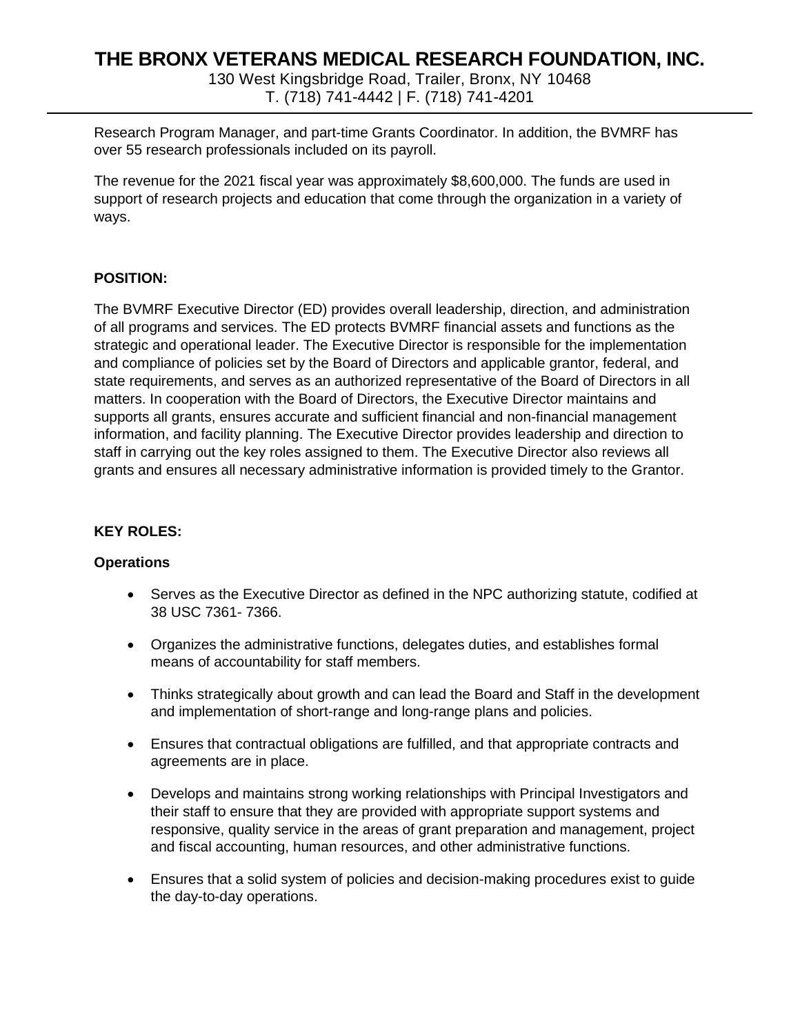Research Program Manager, and part-time Grants Coordinator. In addition, the BVMRF has over 55 research professionals included on its payroll.

The revenue for the 2021 fiscal year was approximately $8,600,000. The funds are used in support of research projects and education that come through the organization in a variety of ways.

**POSITION:**

The BVMRF Executive Director (ED) provides overall leadership, direction, and administration of all programs and services. The ED protects BVMRF financial assets and functions as the strategic and operational leader. The Executive Director is responsible for the implementation and compliance of policies set by the Board of Directors and applicable grantor, federal, and state requirements, and serves as an authorized representative of the Board of Directors in all matters. In cooperation with the Board of Directors, the Executive Director maintains and supports all grants, ensures accurate and sufficient financial and non-financial management information, and facility planning. The Executive Director provides leadership and direction to staff in carrying out the key roles assigned to them. The Executive Director also reviews all grants and ensures all necessary administrative information is provided timely to the Grantor.

**KEY ROLES:**

**Operations**

- Serves as the Executive Director as defined in the NPC authorizing statute, codified at 38 USC 7361- 7366.
- Organizes the administrative functions, delegates duties, and establishes formal means of accountability for staff members.
- Thinks strategically about growth and can lead the Board and Staff in the development and implementation of short-range and long-range plans and policies.
- Ensures that contractual obligations are fulfilled, and that appropriate contracts and agreements are in place.
- Develops and maintains strong working relationships with Principal Investigators and their staff to ensure that they are provided with appropriate support systems and responsive, quality service in the areas of grant preparation and management, project and fiscal accounting, human resources, and other administrative functions.
- Ensures that a solid system of policies and decision-making procedures exist to guide the day-to-day operations.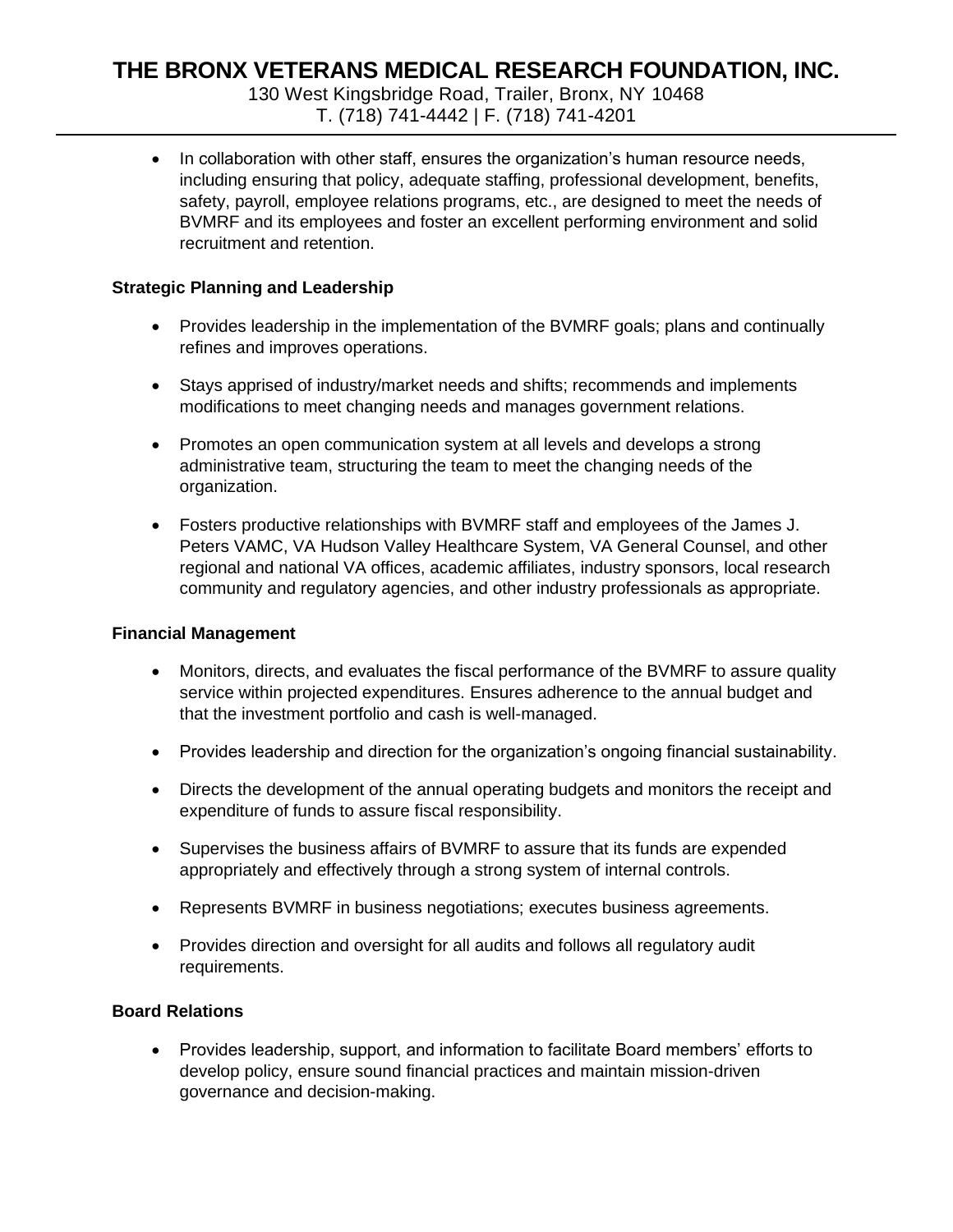- In collaboration with other staff, ensures the organization's human resource needs, including ensuring that policy, adequate staffing, professional development, benefits, safety, payroll, employee relations programs, etc., are designed to meet the needs of BVMRF and its employees and foster an excellent performing environment and solid recruitment and retention.

**Strategic Planning and Leadership**

- Provides leadership in the implementation of the BVMRF goals; plans and continually refines and improves operations.

- Stays apprised of industry/market needs and shifts; recommends and implements modifications to meet changing needs and manages government relations.

- Promotes an open communication system at all levels and develops a strong administrative team, structuring the team to meet the changing needs of the organization.

- Fosters productive relationships with BVMRF staff and employees of the James J. Peters VAMC, VA Hudson Valley Healthcare System, VA General Counsel, and other regional and national VA offices, academic affiliates, industry sponsors, local research community and regulatory agencies, and other industry professionals as appropriate.

**Financial Management**

- Monitors, directs, and evaluates the fiscal performance of the BVMRF to assure quality service within projected expenditures. Ensures adherence to the annual budget and that the investment portfolio and cash is well-managed.

- Provides leadership and direction for the organization's ongoing financial sustainability.

- Directs the development of the annual operating budgets and monitors the receipt and expenditure of funds to assure fiscal responsibility.

- Supervises the business affairs of BVMRF to assure that its funds are expended appropriately and effectively through a strong system of internal controls.

- Represents BVMRF in business negotiations; executes business agreements.

- Provides direction and oversight for all audits and follows all regulatory audit requirements.

**Board Relations**

- Provides leadership, support, and information to facilitate Board members' efforts to develop policy, ensure sound financial practices and maintain mission-driven governance and decision-making.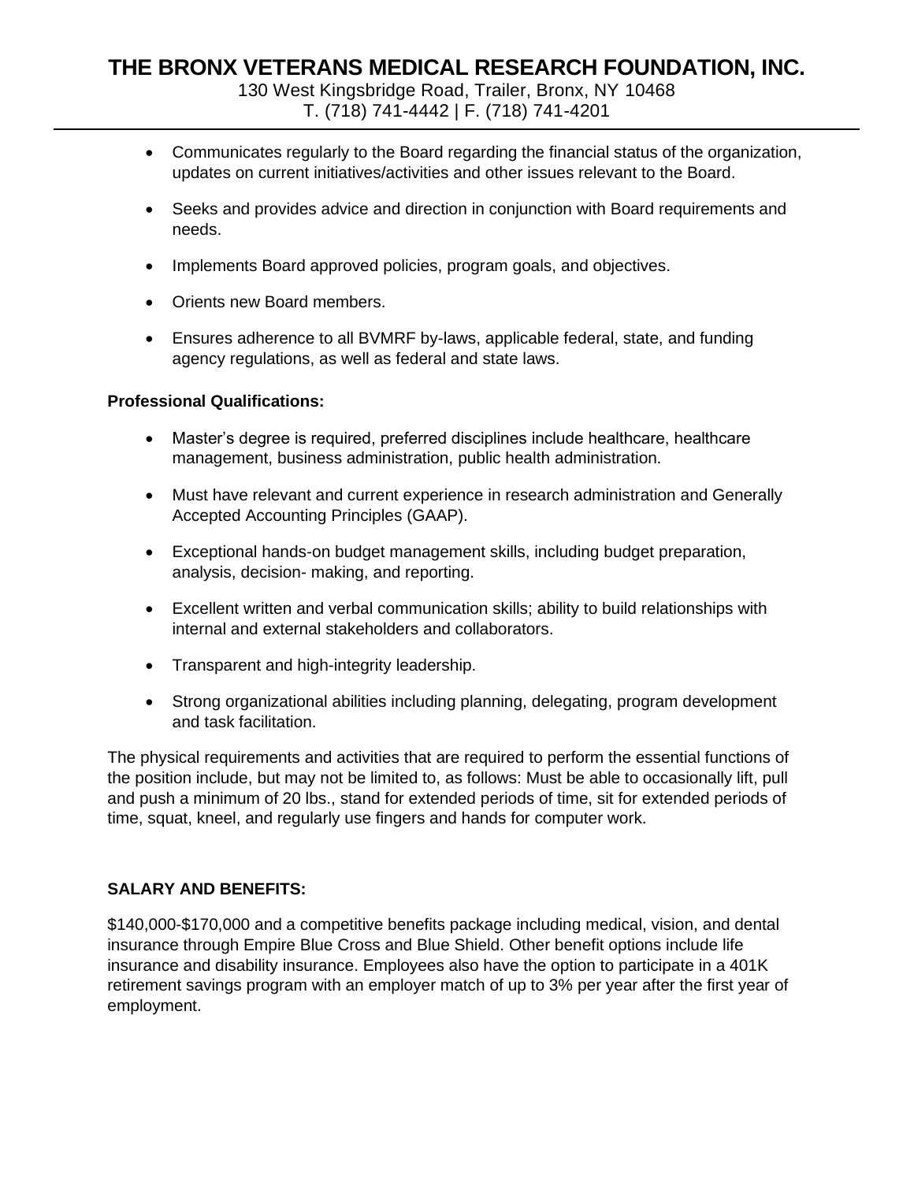- Communicates regularly to the Board regarding the financial status of the organization, updates on current initiatives/activities and other issues relevant to the Board.

- Seeks and provides advice and direction in conjunction with Board requirements and needs.

- Implements Board approved policies, program goals, and objectives.

- Orients new Board members.

- Ensures adherence to all BVMRF by-laws, applicable federal, state, and funding agency regulations, as well as federal and state laws.

**Professional Qualifications:**

- Master's degree is required, preferred disciplines include healthcare, healthcare management, business administration, public health administration.

- Must have relevant and current experience in research administration and Generally Accepted Accounting Principles (GAAP).

- Exceptional hands-on budget management skills, including budget preparation, analysis, decision- making, and reporting.

- Excellent written and verbal communication skills; ability to build relationships with internal and external stakeholders and collaborators.

- Transparent and high-integrity leadership.

- Strong organizational abilities including planning, delegating, program development and task facilitation.

The physical requirements and activities that are required to perform the essential functions of the position include, but may not be limited to, as follows: Must be able to occasionally lift, pull and push a minimum of 20 lbs., stand for extended periods of time, sit for extended periods of time, squat, kneel, and regularly use fingers and hands for computer work.

**SALARY AND BENEFITS:**

$140,000-$170,000 and a competitive benefits package including medical, vision, and dental insurance through Empire Blue Cross and Blue Shield. Other benefit options include life insurance and disability insurance. Employees also have the option to participate in a 401K retirement savings program with an employer match of up to 3% per year after the first year of employment.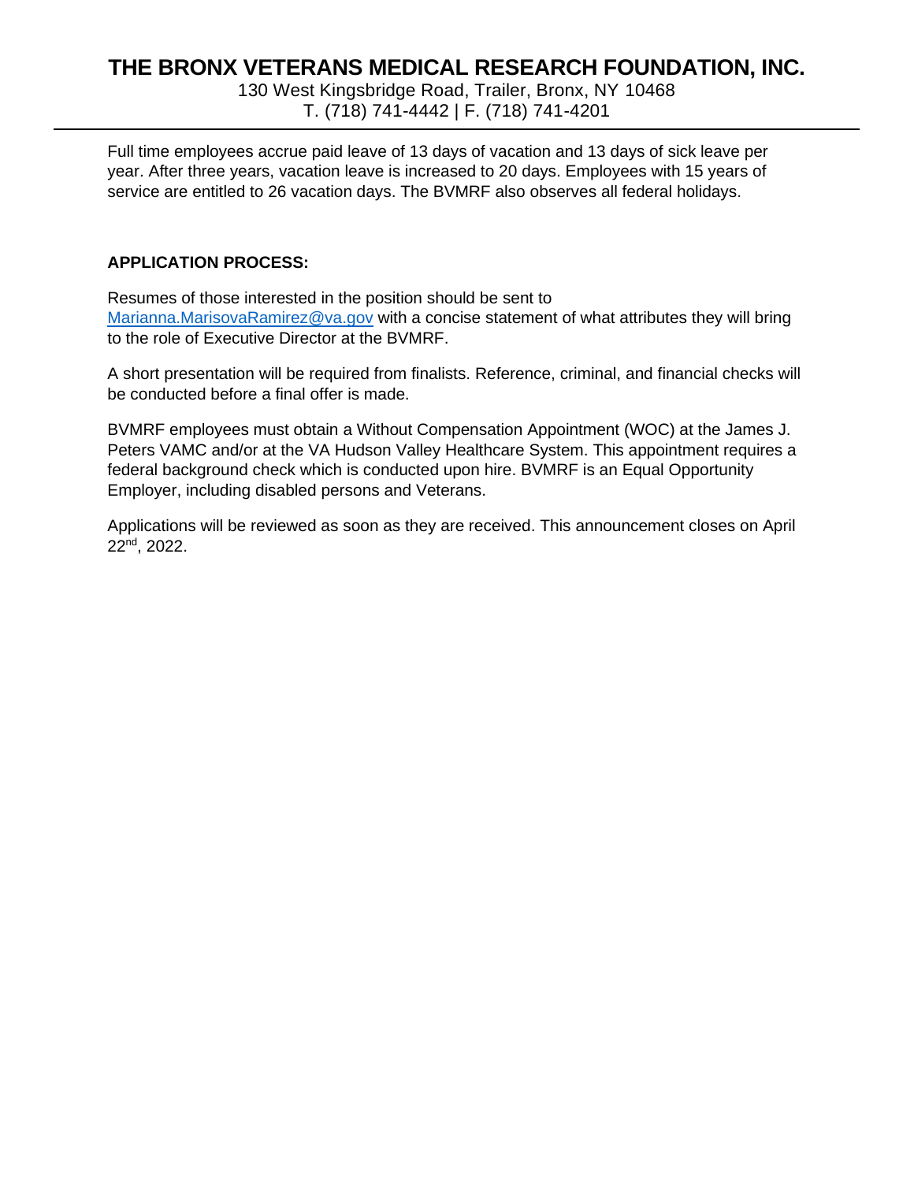Full time employees accrue paid leave of 13 days of vacation and 13 days of sick leave per year. After three years, vacation leave is increased to 20 days. Employees with 15 years of service are entitled to 26 vacation days. The BVMRF also observes all federal holidays.

**APPLICATION PROCESS:**

Resumes of those interested in the position should be sent to Marianna.MarisovaRamirez@va.gov with a concise statement of what attributes they will bring to the role of Executive Director at the BVMRF.

A short presentation will be required from finalists. Reference, criminal, and financial checks will be conducted before a final offer is made.

BVMRF employees must obtain a Without Compensation Appointment (WOC) at the James J. Peters VAMC and/or at the VA Hudson Valley Healthcare System. This appointment requires a federal background check which is conducted upon hire. BVMRF is an Equal Opportunity Employer, including disabled persons and Veterans.

Applications will be reviewed as soon as they are received. This announcement closes on April 22nd, 2022.